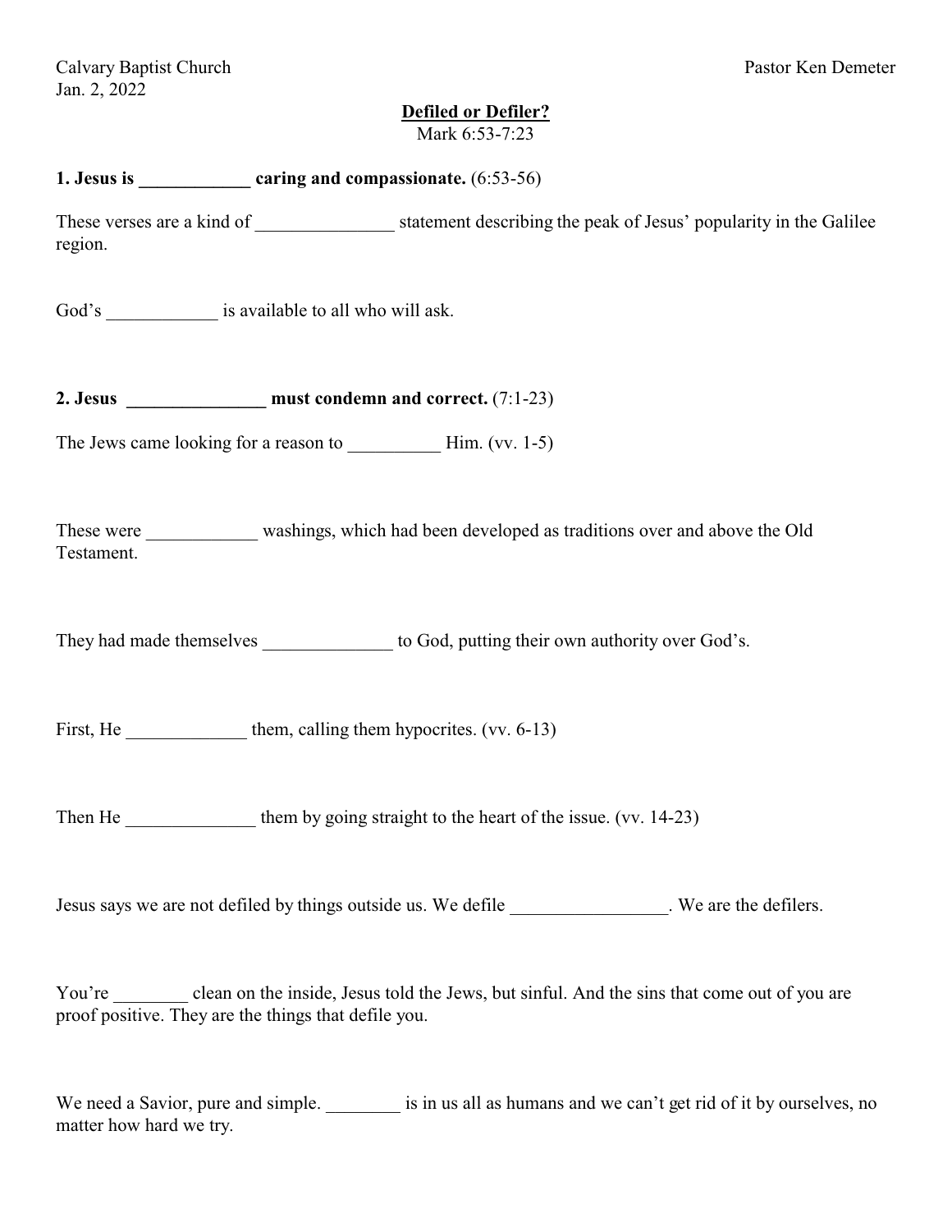Calvary Baptist Church  
Jan. 2, 2022

Pastor Ken Demeter

**Defiled or Defiler?**  
Mark 6:53-7:23

**1. Jesus is ____________ caring and compassionate.** (6:53-56)

These verses are a kind of _______________ statement describing the peak of Jesus' popularity in the Galilee region.

God's ____________ is available to all who will ask.

**2. Jesus _______________ must condemn and correct.** (7:1-23)

The Jews came looking for a reason to __________ Him. (vv. 1-5)

These were ____________ washings, which had been developed as traditions over and above the Old Testament.

They had made themselves ______________ to God, putting their own authority over God's.

First, He _____________ them, calling them hypocrites. (vv. 6-13)

Then He ______________ them by going straight to the heart of the issue. (vv. 14-23)

Jesus says we are not defiled by things outside us. We defile _________________. We are the defilers.

You're ________ clean on the inside, Jesus told the Jews, but sinful. And the sins that come out of you are proof positive. They are the things that defile you.

We need a Savior, pure and simple. ________ is in us all as humans and we can't get rid of it by ourselves, no matter how hard we try.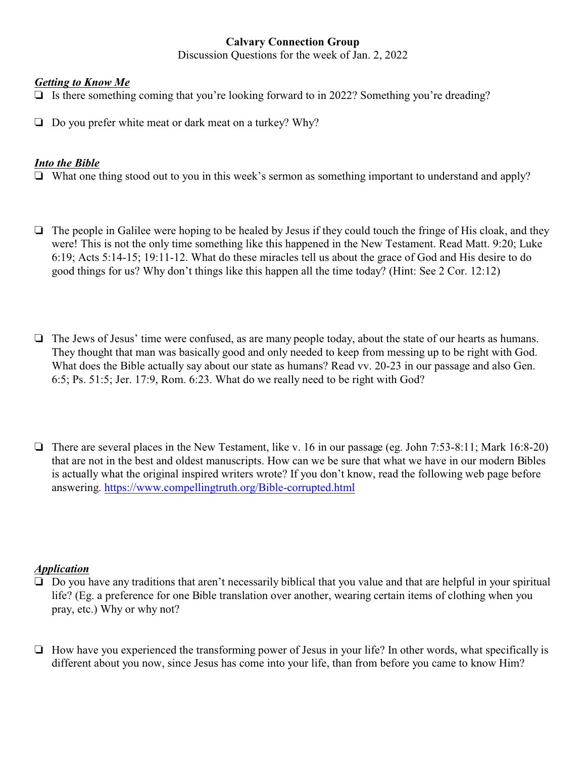**Calvary Connection Group**

Discussion Questions for the week of Jan. 2, 2022

***Getting to Know Me***

- ❏ Is there something coming that you're looking forward to in 2022? Something you're dreading?
- ❏ Do you prefer white meat or dark meat on a turkey? Why?

***Into the Bible***

- ❏ What one thing stood out to you in this week's sermon as something important to understand and apply?
- ❏ The people in Galilee were hoping to be healed by Jesus if they could touch the fringe of His cloak, and they were! This is not the only time something like this happened in the New Testament. Read Matt. 9:20; Luke 6:19; Acts 5:14-15; 19:11-12. What do these miracles tell us about the grace of God and His desire to do good things for us? Why don't things like this happen all the time today? (Hint: See 2 Cor. 12:12)
- ❏ The Jews of Jesus' time were confused, as are many people today, about the state of our hearts as humans. They thought that man was basically good and only needed to keep from messing up to be right with God. What does the Bible actually say about our state as humans? Read vv. 20-23 in our passage and also Gen. 6:5; Ps. 51:5; Jer. 17:9, Rom. 6:23. What do we really need to be right with God?
- ❏ There are several places in the New Testament, like v. 16 in our passage (eg. John 7:53-8:11; Mark 16:8-20) that are not in the best and oldest manuscripts. How can we be sure that what we have in our modern Bibles is actually what the original inspired writers wrote? If you don't know, read the following web page before answering. https://www.compellingtruth.org/Bible-corrupted.html

***Application***

- ❏ Do you have any traditions that aren't necessarily biblical that you value and that are helpful in your spiritual life? (Eg. a preference for one Bible translation over another, wearing certain items of clothing when you pray, etc.) Why or why not?
- ❏ How have you experienced the transforming power of Jesus in your life? In other words, what specifically is different about you now, since Jesus has come into your life, than from before you came to know Him?